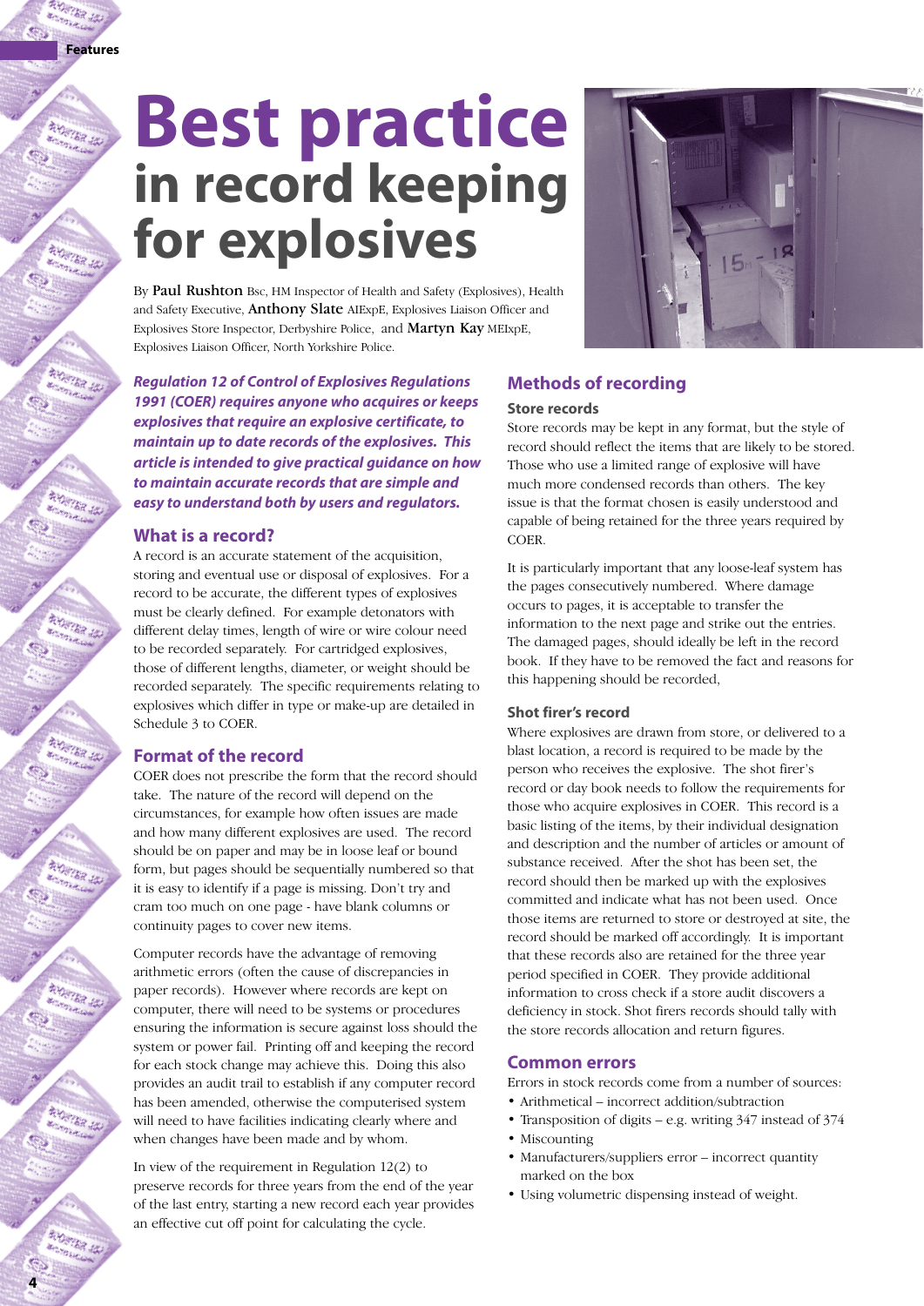# Best practice in record keeping for explosives

By Paul Rushton Bsc, HM Inspector of Health and Safety (Explosives), Health and Safety Executive, Anthony Slate AIExpE, Explosives Liaison Officer and Explosives Store Inspector, Derbyshire Police, and Martyn Kay MEIxpE, Explosives Liaison Officer, North Yorkshire Police.

***Regulation 12 of Control of Explosives Regulations 1991 (COER) requires anyone who acquires or keeps explosives that require an explosive certificate, to maintain up to date records of the explosives. This article is intended to give practical guidance on how to maintain accurate records that are simple and easy to understand both by users and regulators.***

## What is a record?

A record is an accurate statement of the acquisition, storing and eventual use or disposal of explosives. For a record to be accurate, the different types of explosives must be clearly defined. For example detonators with different delay times, length of wire or wire colour need to be recorded separately. For cartridged explosives, those of different lengths, diameter, or weight should be recorded separately. The specific requirements relating to explosives which differ in type or make-up are detailed in Schedule 3 to COER.

## Format of the record

COER does not prescribe the form that the record should take. The nature of the record will depend on the circumstances, for example how often issues are made and how many different explosives are used. The record should be on paper and may be in loose leaf or bound form, but pages should be sequentially numbered so that it is easy to identify if a page is missing. Don't try and cram too much on one page - have blank columns or continuity pages to cover new items.

Computer records have the advantage of removing arithmetic errors (often the cause of discrepancies in paper records). However where records are kept on computer, there will need to be systems or procedures ensuring the information is secure against loss should the system or power fail. Printing off and keeping the record for each stock change may achieve this. Doing this also provides an audit trail to establish if any computer record has been amended, otherwise the computerised system will need to have facilities indicating clearly where and when changes have been made and by whom.

In view of the requirement in Regulation 12(2) to preserve records for three years from the end of the year of the last entry, starting a new record each year provides an effective cut off point for calculating the cycle.

## Methods of recording

### Store records

Store records may be kept in any format, but the style of record should reflect the items that are likely to be stored. Those who use a limited range of explosive will have much more condensed records than others. The key issue is that the format chosen is easily understood and capable of being retained for the three years required by COER.

It is particularly important that any loose-leaf system has the pages consecutively numbered. Where damage occurs to pages, it is acceptable to transfer the information to the next page and strike out the entries. The damaged pages, should ideally be left in the record book. If they have to be removed the fact and reasons for this happening should be recorded,

### Shot firer's record

Where explosives are drawn from store, or delivered to a blast location, a record is required to be made by the person who receives the explosive. The shot firer's record or day book needs to follow the requirements for those who acquire explosives in COER. This record is a basic listing of the items, by their individual designation and description and the number of articles or amount of substance received. After the shot has been set, the record should then be marked up with the explosives committed and indicate what has not been used. Once those items are returned to store or destroyed at site, the record should be marked off accordingly. It is important that these records also are retained for the three year period specified in COER. They provide additional information to cross check if a store audit discovers a deficiency in stock. Shot firers records should tally with the store records allocation and return figures.

## Common errors

Errors in stock records come from a number of sources:

- Arithmetical – incorrect addition/subtraction
- Transposition of digits – e.g. writing 347 instead of 374
- Miscounting
- Manufacturers/suppliers error – incorrect quantity marked on the box
- Using volumetric dispensing instead of weight.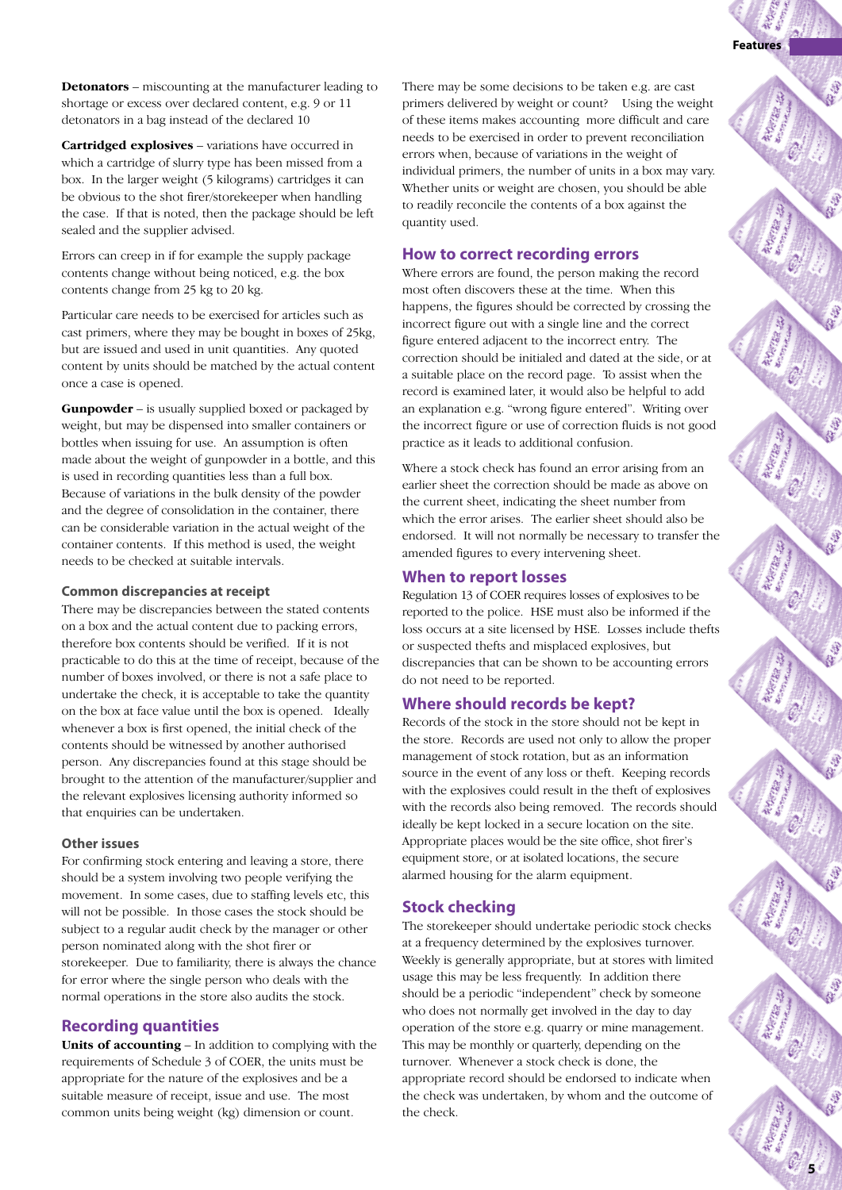**Detonators** – miscounting at the manufacturer leading to shortage or excess over declared content, e.g. 9 or 11 detonators in a bag instead of the declared 10

**Cartridged explosives** – variations have occurred in which a cartridge of slurry type has been missed from a box. In the larger weight (5 kilograms) cartridges it can be obvious to the shot firer/storekeeper when handling the case. If that is noted, then the package should be left sealed and the supplier advised.

Errors can creep in if for example the supply package contents change without being noticed, e.g. the box contents change from 25 kg to 20 kg.

Particular care needs to be exercised for articles such as cast primers, where they may be bought in boxes of 25kg, but are issued and used in unit quantities. Any quoted content by units should be matched by the actual content once a case is opened.

**Gunpowder** – is usually supplied boxed or packaged by weight, but may be dispensed into smaller containers or bottles when issuing for use. An assumption is often made about the weight of gunpowder in a bottle, and this is used in recording quantities less than a full box. Because of variations in the bulk density of the powder and the degree of consolidation in the container, there can be considerable variation in the actual weight of the container contents. If this method is used, the weight needs to be checked at suitable intervals.

### Common discrepancies at receipt

There may be discrepancies between the stated contents on a box and the actual content due to packing errors, therefore box contents should be verified. If it is not practicable to do this at the time of receipt, because of the number of boxes involved, or there is not a safe place to undertake the check, it is acceptable to take the quantity on the box at face value until the box is opened. Ideally whenever a box is first opened, the initial check of the contents should be witnessed by another authorised person. Any discrepancies found at this stage should be brought to the attention of the manufacturer/supplier and the relevant explosives licensing authority informed so that enquiries can be undertaken.

### Other issues

For confirming stock entering and leaving a store, there should be a system involving two people verifying the movement. In some cases, due to staffing levels etc, this will not be possible. In those cases the stock should be subject to a regular audit check by the manager or other person nominated along with the shot firer or storekeeper. Due to familiarity, there is always the chance for error where the single person who deals with the normal operations in the store also audits the stock.

## Recording quantities

**Units of accounting** – In addition to complying with the requirements of Schedule 3 of COER, the units must be appropriate for the nature of the explosives and be a suitable measure of receipt, issue and use. The most common units being weight (kg) dimension or count.

There may be some decisions to be taken e.g. are cast primers delivered by weight or count? Using the weight of these items makes accounting more difficult and care needs to be exercised in order to prevent reconciliation errors when, because of variations in the weight of individual primers, the number of units in a box may vary. Whether units or weight are chosen, you should be able to readily reconcile the contents of a box against the quantity used.

## How to correct recording errors

Where errors are found, the person making the record most often discovers these at the time. When this happens, the figures should be corrected by crossing the incorrect figure out with a single line and the correct figure entered adjacent to the incorrect entry. The correction should be initialed and dated at the side, or at a suitable place on the record page. To assist when the record is examined later, it would also be helpful to add an explanation e.g. "wrong figure entered". Writing over the incorrect figure or use of correction fluids is not good practice as it leads to additional confusion.

Where a stock check has found an error arising from an earlier sheet the correction should be made as above on the current sheet, indicating the sheet number from which the error arises. The earlier sheet should also be endorsed. It will not normally be necessary to transfer the amended figures to every intervening sheet.

## When to report losses

Regulation 13 of COER requires losses of explosives to be reported to the police. HSE must also be informed if the loss occurs at a site licensed by HSE. Losses include thefts or suspected thefts and misplaced explosives, but discrepancies that can be shown to be accounting errors do not need to be reported.

## Where should records be kept?

Records of the stock in the store should not be kept in the store. Records are used not only to allow the proper management of stock rotation, but as an information source in the event of any loss or theft. Keeping records with the explosives could result in the theft of explosives with the records also being removed. The records should ideally be kept locked in a secure location on the site. Appropriate places would be the site office, shot firer's equipment store, or at isolated locations, the secure alarmed housing for the alarm equipment.

## Stock checking

The storekeeper should undertake periodic stock checks at a frequency determined by the explosives turnover. Weekly is generally appropriate, but at stores with limited usage this may be less frequently. In addition there should be a periodic "independent" check by someone who does not normally get involved in the day to day operation of the store e.g. quarry or mine management. This may be monthly or quarterly, depending on the turnover. Whenever a stock check is done, the appropriate record should be endorsed to indicate when the check was undertaken, by whom and the outcome of the check.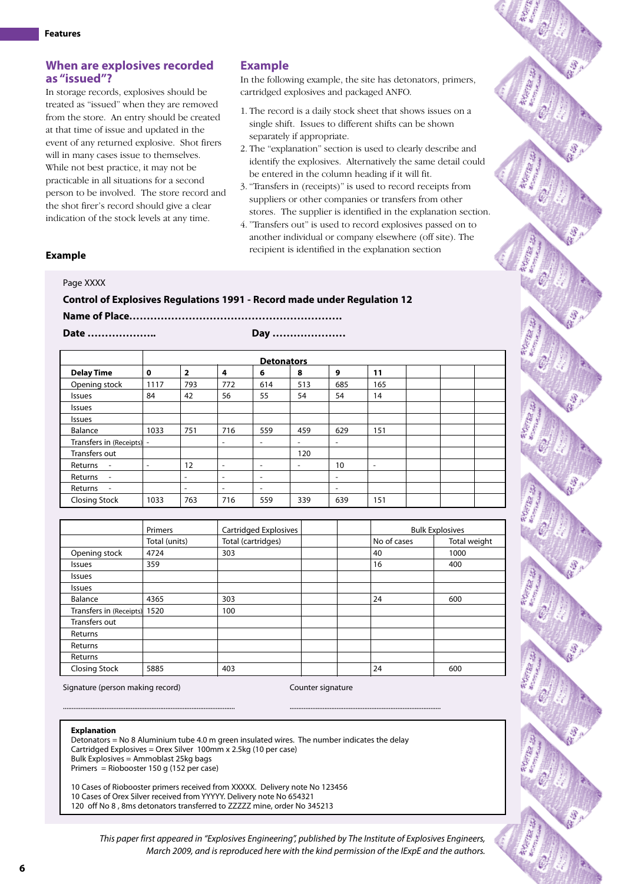## When are explosives recorded as "issued"?

In storage records, explosives should be treated as "issued" when they are removed from the store. An entry should be created at that time of issue and updated in the event of any returned explosive. Shot firers will in many cases issue to themselves. While not best practice, it may not be practicable in all situations for a second person to be involved. The store record and the shot firer's record should give a clear indication of the stock levels at any time.

## Example

In the following example, the site has detonators, primers, cartridged explosives and packaged ANFO.

1. The record is a daily stock sheet that shows issues on a single shift. Issues to different shifts can be shown separately if appropriate.
2. The "explanation" section is used to clearly describe and identify the explosives. Alternatively the same detail could be entered in the column heading if it will fit.
3. "Transfers in (receipts)" is used to record receipts from suppliers or other companies or transfers from other stores. The supplier is identified in the explanation section.
4. "Transfers out" is used to record explosives passed on to another individual or company elsewhere (off site). The recipient is identified in the explanation section

### Example

Page XXXX

**Control of Explosives Regulations 1991 - Record made under Regulation 12**

**Name of Place.........................................................**

**Date ..................** **Day ....................**

| | Detonators | | | | | | | | | |
|---|---|---|---|---|---|---|---|---|---|---|
| **Delay Time** | **0** | **2** | **4** | **6** | **8** | **9** | **11** | | | |
| Opening stock | 1117 | 793 | 772 | 614 | 513 | 685 | 165 | | | |
| Issues | 84 | 42 | 56 | 55 | 54 | 54 | 14 | | | |
| Issues | | | | | | | | | | |
| Issues | | | | | | | | | | |
| Balance | 1033 | 751 | 716 | 559 | 459 | 629 | 151 | | | |
| Transfers in (Receipts) | - | | - | - | - | - | | | | |
| Transfers out | | | | | 120 | | | | | |
| Returns - | - | 12 | - | - | - | 10 | - | | | |
| Returns - | | - | - | - | | - | | | | |
| Returns - | | - | - | - | | - | | | | |
| Closing Stock | 1033 | 763 | 716 | 559 | 339 | 639 | 151 | | | |

| | Primers | Cartridged Explosives | | | Bulk Explosives | |
|---|---|---|---|---|---|---|
| | Total (units) | Total (cartridges) | | | No of cases | Total weight |
| Opening stock | 4724 | 303 | | | 40 | 1000 |
| Issues | 359 | | | | 16 | 400 |
| Issues | | | | | | |
| Issues | | | | | | |
| Balance | 4365 | 303 | | | 24 | 600 |
| Transfers in (Receipts) | 1520 | 100 | | | | |
| Transfers out | | | | | | |
| Returns | | | | | | |
| Returns | | | | | | |
| Returns | | | | | | |
| Closing Stock | 5885 | 403 | | | 24 | 600 |

Signature (person making record) ..........................................

Counter signature ..........................................

**Explanation**

Detonators = No 8 Aluminium tube 4.0 m green insulated wires. The number indicates the delay
Cartridged Explosives = Orex Silver 100mm x 2.5kg (10 per case)
Bulk Explosives = Ammoblast 25kg bags
Primers = Riobooster 150 g (152 per case)

10 Cases of Riobooster primers received from XXXXX. Delivery note No 123456
10 Cases of Orex Silver received from YYYYY. Delivery note No 654321
120 off No 8 , 8ms detonators transferred to ZZZZZ mine, order No 345213

*This paper first appeared in "Explosives Engineering", published by The Institute of Explosives Engineers, March 2009, and is reproduced here with the kind permission of the IExpE and the authors.*